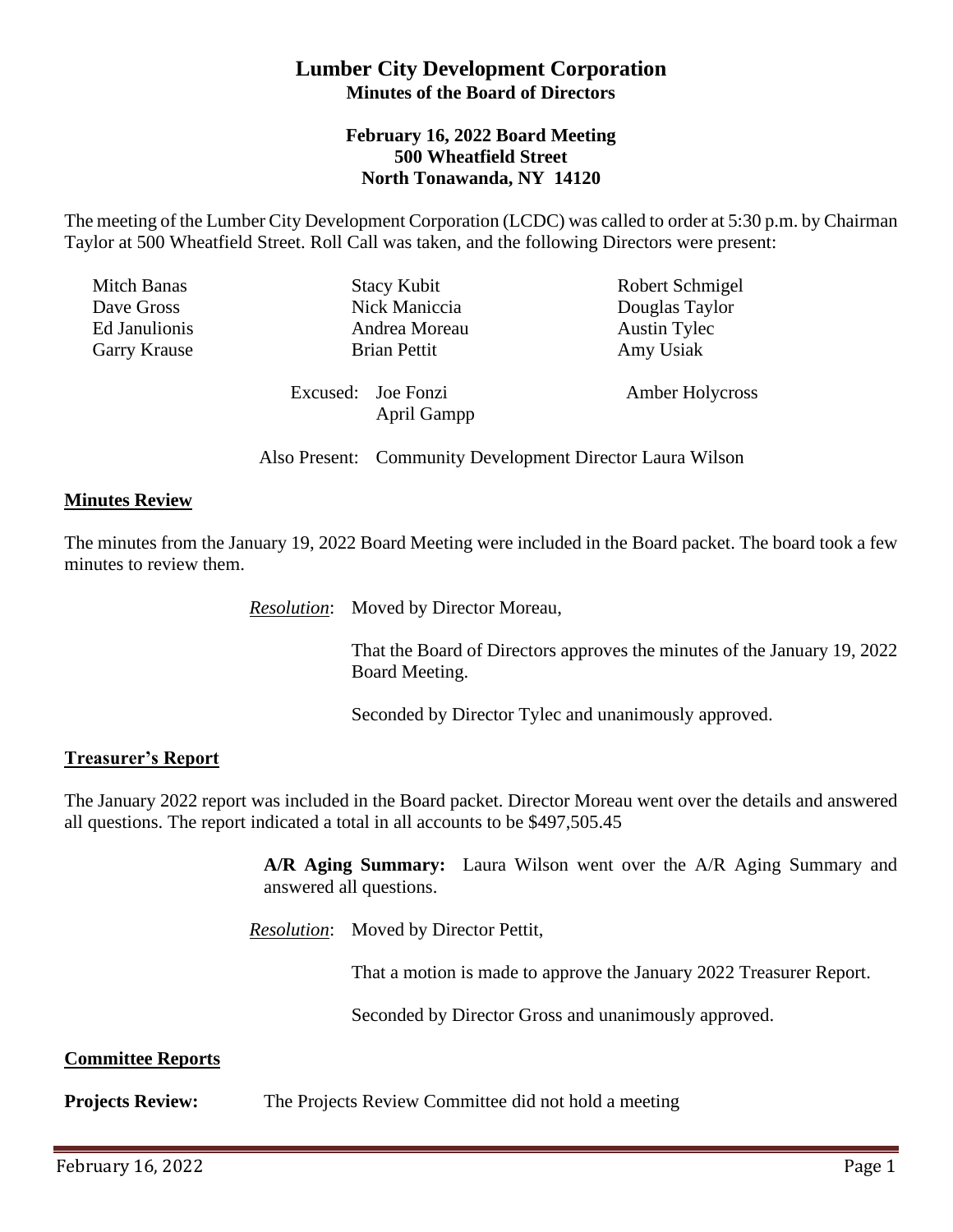# Lumber City Development Corporation

## Minutes of the Board of Directors

### February 16, 2022 Board Meeting
### 500 Wheatfield Street
### North Tonawanda, NY 14120

The meeting of the Lumber City Development Corporation (LCDC) was called to order at 5:30 p.m. by Chairman Taylor at 500 Wheatfield Street. Roll Call was taken, and the following Directors were present:

| | | |
|---|---|---|
| Mitch Banas | Stacy Kubit | Robert Schmigel |
| Dave Gross | Nick Maniccia | Douglas Taylor |
| Ed Janulionis | Andrea Moreau | Austin Tylec |
| Garry Krause | Brian Pettit | Amy Usiak |

Excused: Joe Fonzi, April Gampp, Amber Holycross

Also Present: Community Development Director Laura Wilson

**Minutes Review**

The minutes from the January 19, 2022 Board Meeting were included in the Board packet. The board took a few minutes to review them.

*Resolution*: Moved by Director Moreau,

That the Board of Directors approves the minutes of the January 19, 2022 Board Meeting.

Seconded by Director Tylec and unanimously approved.

**Treasurer's Report**

The January 2022 report was included in the Board packet. Director Moreau went over the details and answered all questions. The report indicated a total in all accounts to be $497,505.45

**A/R Aging Summary:** Laura Wilson went over the A/R Aging Summary and answered all questions.

*Resolution*: Moved by Director Pettit,

That a motion is made to approve the January 2022 Treasurer Report.

Seconded by Director Gross and unanimously approved.

**Committee Reports**

**Projects Review:** The Projects Review Committee did not hold a meeting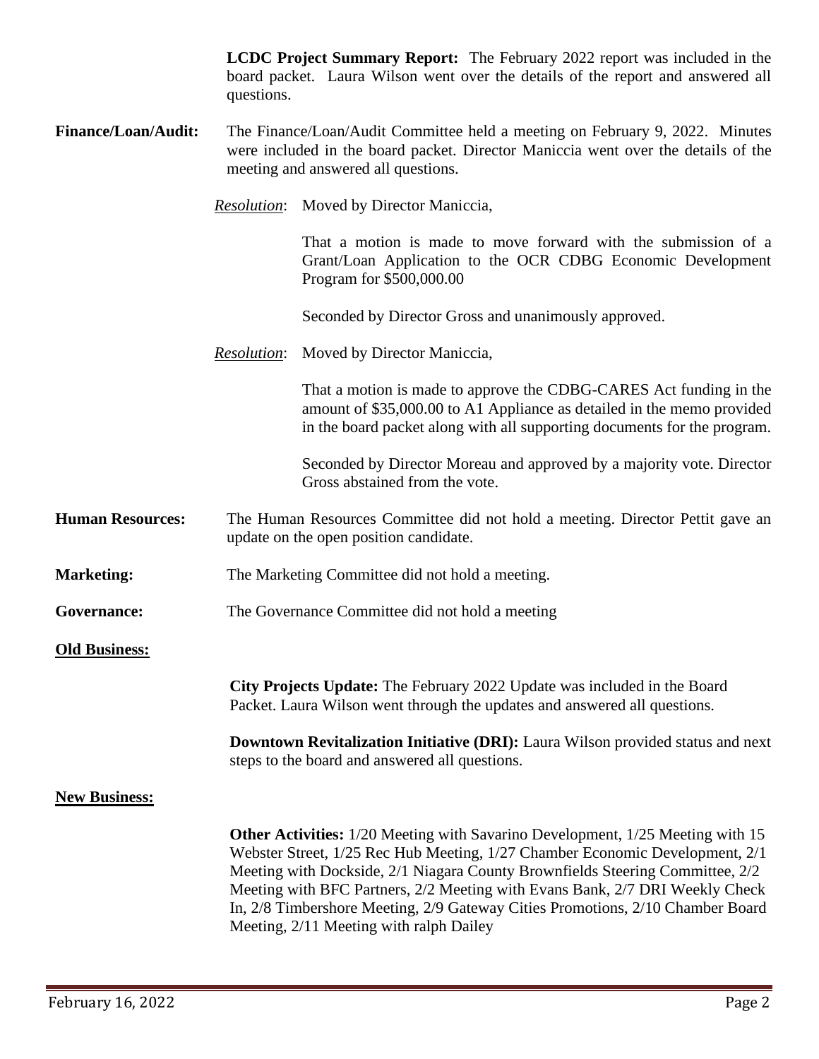**LCDC Project Summary Report:** The February 2022 report was included in the board packet. Laura Wilson went over the details of the report and answered all questions.

**Finance/Loan/Audit:** The Finance/Loan/Audit Committee held a meeting on February 9, 2022. Minutes were included in the board packet. Director Maniccia went over the details of the meeting and answered all questions.

*Resolution*: Moved by Director Maniccia,

That a motion is made to move forward with the submission of a Grant/Loan Application to the OCR CDBG Economic Development Program for $500,000.00

Seconded by Director Gross and unanimously approved.

*Resolution*: Moved by Director Maniccia,

That a motion is made to approve the CDBG-CARES Act funding in the amount of $35,000.00 to A1 Appliance as detailed in the memo provided in the board packet along with all supporting documents for the program.

Seconded by Director Moreau and approved by a majority vote. Director Gross abstained from the vote.

**Human Resources:** The Human Resources Committee did not hold a meeting. Director Pettit gave an update on the open position candidate.

**Marketing:** The Marketing Committee did not hold a meeting.

**Governance:** The Governance Committee did not hold a meeting

**Old Business:**

**City Projects Update:** The February 2022 Update was included in the Board Packet. Laura Wilson went through the updates and answered all questions.

**Downtown Revitalization Initiative (DRI):** Laura Wilson provided status and next steps to the board and answered all questions.

**New Business:**

**Other Activities:** 1/20 Meeting with Savarino Development, 1/25 Meeting with 15 Webster Street, 1/25 Rec Hub Meeting, 1/27 Chamber Economic Development, 2/1 Meeting with Dockside, 2/1 Niagara County Brownfields Steering Committee, 2/2 Meeting with BFC Partners, 2/2 Meeting with Evans Bank, 2/7 DRI Weekly Check In, 2/8 Timbershore Meeting, 2/9 Gateway Cities Promotions, 2/10 Chamber Board Meeting, 2/11 Meeting with ralph Dailey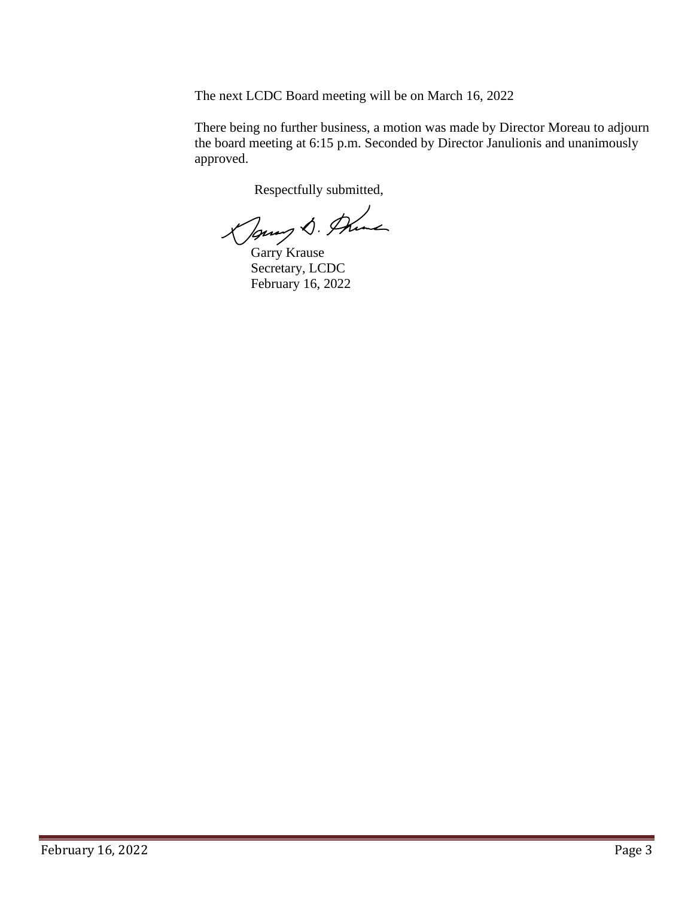The next LCDC Board meeting will be on March 16, 2022

There being no further business, a motion was made by Director Moreau to adjourn the board meeting at 6:15 p.m. Seconded by Director Janulionis and unanimously approved.

Respectfully submitted,

Garry Krause
Secretary, LCDC
February 16, 2022